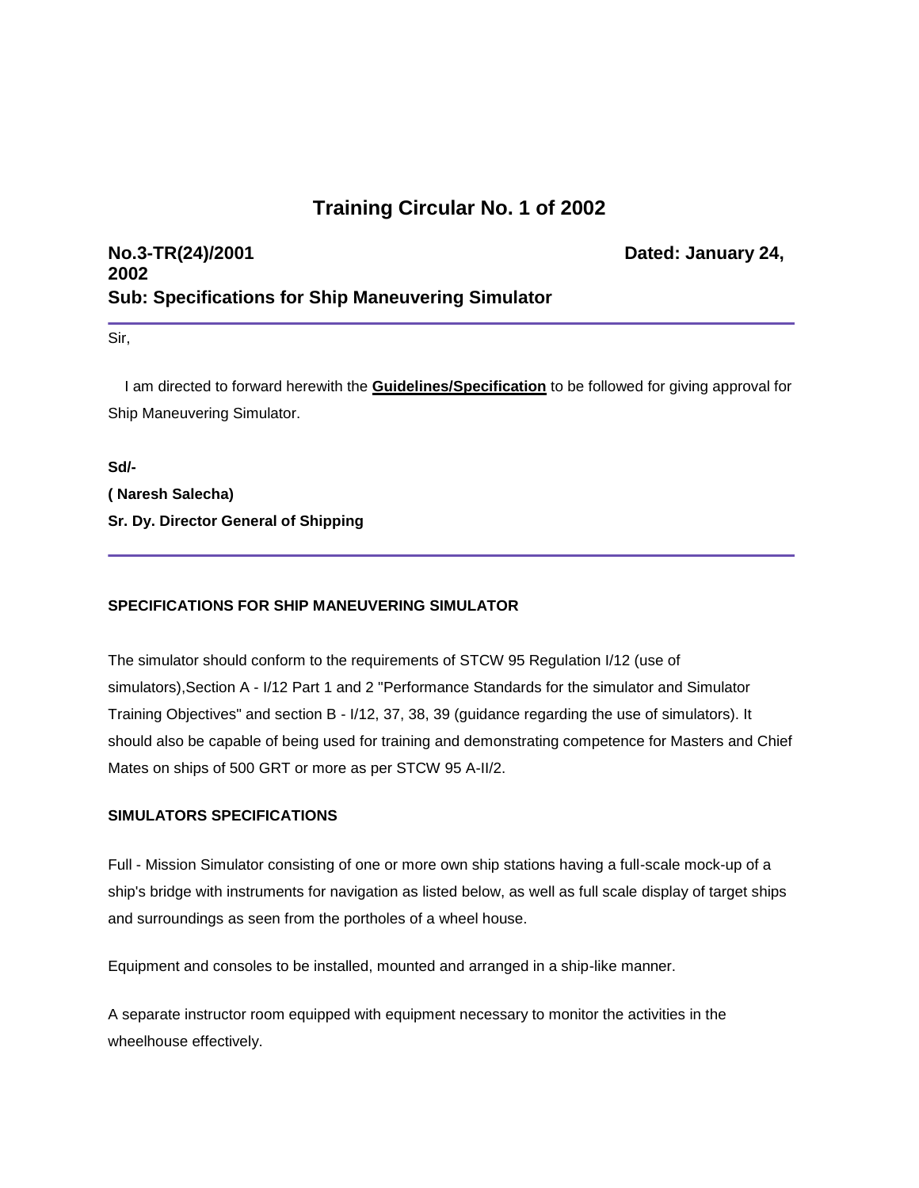# Training Circular No. 1 of 2002

**No.3-TR(24)/2001 Dated: January 24, 2002**
**Sub: Specifications for Ship Maneuvering Simulator**

---

Sir,

I am directed to forward herewith the **Guidelines/Specification** to be followed for giving approval for Ship Maneuvering Simulator.

**Sd/-**
**( Naresh Salecha)**
**Sr. Dy. Director General of Shipping**

---

**SPECIFICATIONS FOR SHIP MANEUVERING SIMULATOR**

The simulator should conform to the requirements of STCW 95 Regulation I/12 (use of simulators),Section A - I/12 Part 1 and 2 "Performance Standards for the simulator and Simulator Training Objectives" and section B - I/12, 37, 38, 39 (guidance regarding the use of simulators). It should also be capable of being used for training and demonstrating competence for Masters and Chief Mates on ships of 500 GRT or more as per STCW 95 A-II/2.

**SIMULATORS SPECIFICATIONS**

Full - Mission Simulator consisting of one or more own ship stations having a full-scale mock-up of a ship's bridge with instruments for navigation as listed below, as well as full scale display of target ships and surroundings as seen from the portholes of a wheel house.

Equipment and consoles to be installed, mounted and arranged in a ship-like manner.

A separate instructor room equipped with equipment necessary to monitor the activities in the wheelhouse effectively.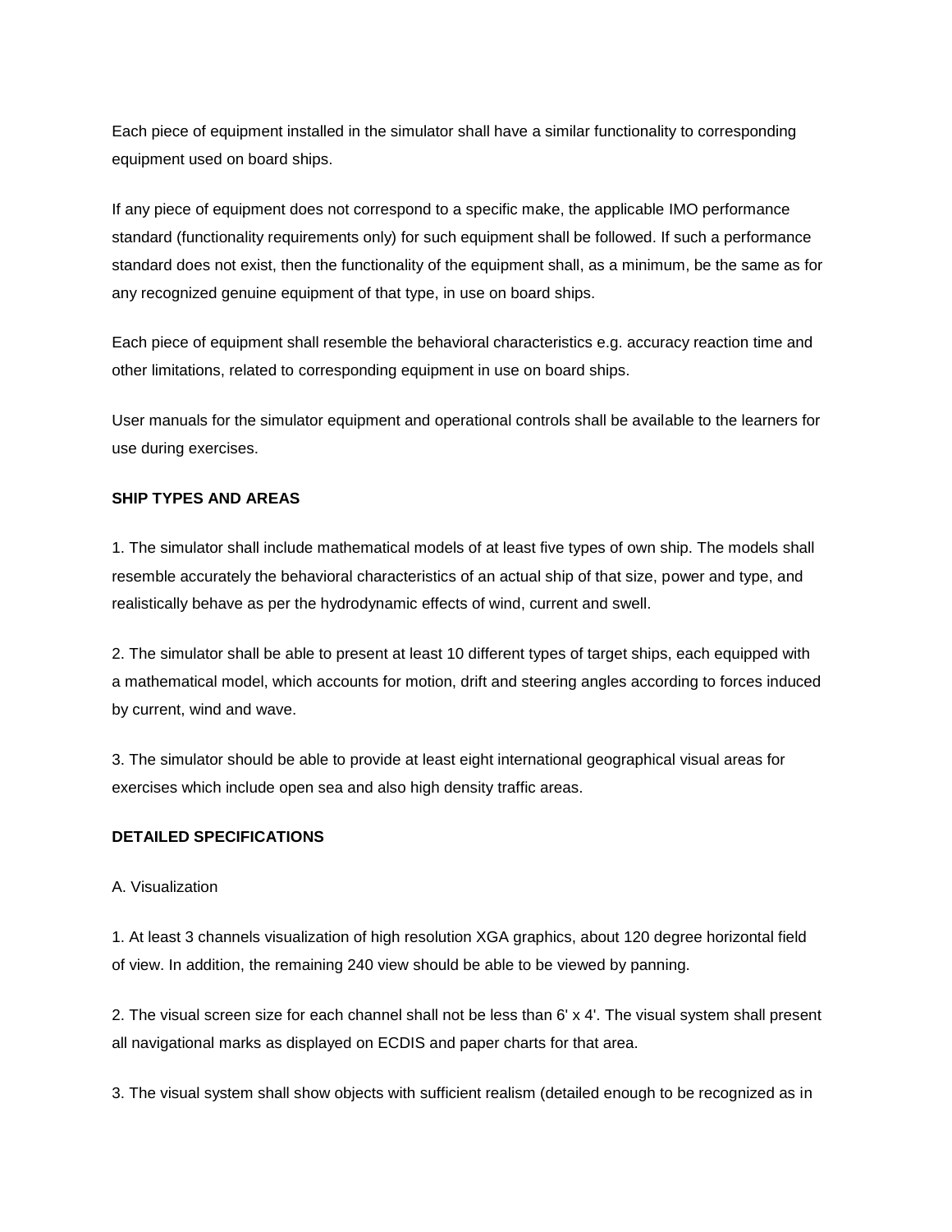Each piece of equipment installed in the simulator shall have a similar functionality to corresponding equipment used on board ships.

If any piece of equipment does not correspond to a specific make, the applicable IMO performance standard (functionality requirements only) for such equipment shall be followed. If such a performance standard does not exist, then the functionality of the equipment shall, as a minimum, be the same as for any recognized genuine equipment of that type, in use on board ships.

Each piece of equipment shall resemble the behavioral characteristics e.g. accuracy reaction time and other limitations, related to corresponding equipment in use on board ships.

User manuals for the simulator equipment and operational controls shall be available to the learners for use during exercises.

**SHIP TYPES AND AREAS**

1. The simulator shall include mathematical models of at least five types of own ship. The models shall resemble accurately the behavioral characteristics of an actual ship of that size, power and type, and realistically behave as per the hydrodynamic effects of wind, current and swell.

2. The simulator shall be able to present at least 10 different types of target ships, each equipped with a mathematical model, which accounts for motion, drift and steering angles according to forces induced by current, wind and wave.

3. The simulator should be able to provide at least eight international geographical visual areas for exercises which include open sea and also high density traffic areas.

**DETAILED SPECIFICATIONS**

A. Visualization

1. At least 3 channels visualization of high resolution XGA graphics, about 120 degree horizontal field of view. In addition, the remaining 240 view should be able to be viewed by panning.

2. The visual screen size for each channel shall not be less than 6' x 4'. The visual system shall present all navigational marks as displayed on ECDIS and paper charts for that area.

3. The visual system shall show objects with sufficient realism (detailed enough to be recognized as in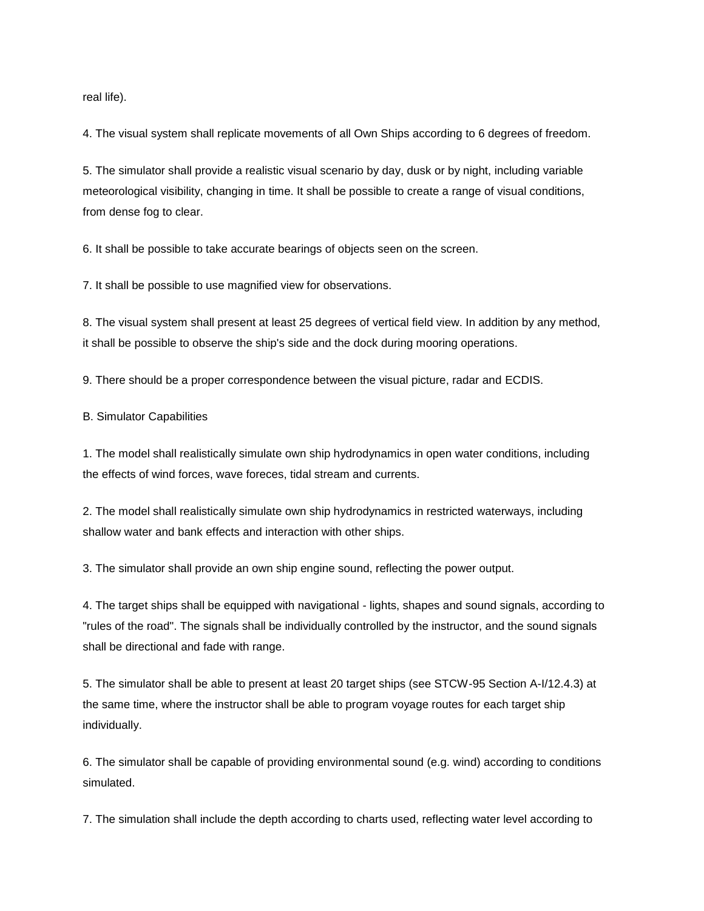real life).

4. The visual system shall replicate movements of all Own Ships according to 6 degrees of freedom.

5. The simulator shall provide a realistic visual scenario by day, dusk or by night, including variable meteorological visibility, changing in time. It shall be possible to create a range of visual conditions, from dense fog to clear.

6. It shall be possible to take accurate bearings of objects seen on the screen.

7. It shall be possible to use magnified view for observations.

8. The visual system shall present at least 25 degrees of vertical field view. In addition by any method, it shall be possible to observe the ship's side and the dock during mooring operations.

9. There should be a proper correspondence between the visual picture, radar and ECDIS.

B. Simulator Capabilities

1. The model shall realistically simulate own ship hydrodynamics in open water conditions, including the effects of wind forces, wave foreces, tidal stream and currents.

2. The model shall realistically simulate own ship hydrodynamics in restricted waterways, including shallow water and bank effects and interaction with other ships.

3. The simulator shall provide an own ship engine sound, reflecting the power output.

4. The target ships shall be equipped with navigational - lights, shapes and sound signals, according to "rules of the road". The signals shall be individually controlled by the instructor, and the sound signals shall be directional and fade with range.

5. The simulator shall be able to present at least 20 target ships (see STCW-95 Section A-I/12.4.3) at the same time, where the instructor shall be able to program voyage routes for each target ship individually.

6. The simulator shall be capable of providing environmental sound (e.g. wind) according to conditions simulated.

7. The simulation shall include the depth according to charts used, reflecting water level according to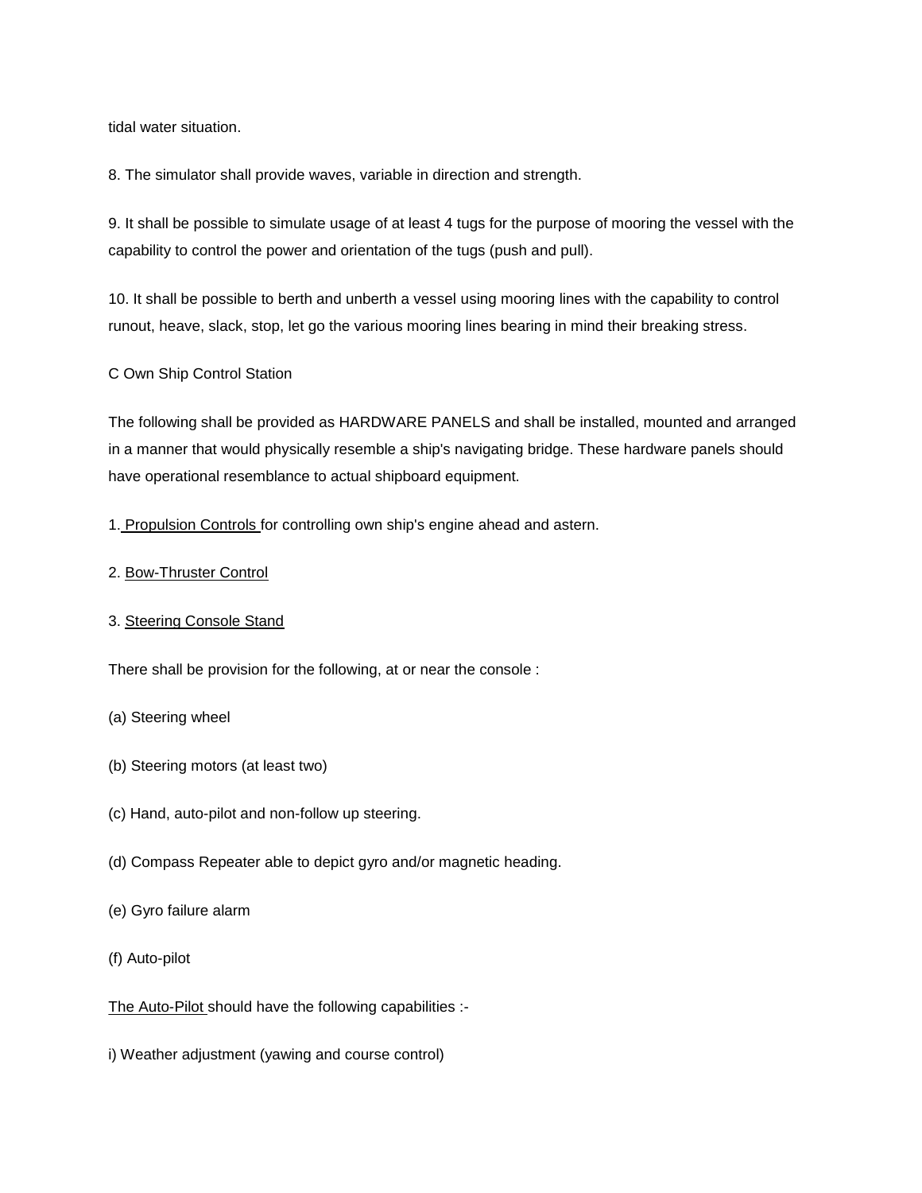tidal water situation.

8. The simulator shall provide waves, variable in direction and strength.

9. It shall be possible to simulate usage of at least 4 tugs for the purpose of mooring the vessel with the capability to control the power and orientation of the tugs (push and pull).

10. It shall be possible to berth and unberth a vessel using mooring lines with the capability to control runout, heave, slack, stop, let go the various mooring lines bearing in mind their breaking stress.

C Own Ship Control Station

The following shall be provided as HARDWARE PANELS and shall be installed, mounted and arranged in a manner that would physically resemble a ship's navigating bridge. These hardware panels should have operational resemblance to actual shipboard equipment.

1. Propulsion Controls for controlling own ship's engine ahead and astern.

2. Bow-Thruster Control

3. Steering Console Stand

There shall be provision for the following, at or near the console :

(a) Steering wheel

(b) Steering motors (at least two)

(c) Hand, auto-pilot and non-follow up steering.

(d) Compass Repeater able to depict gyro and/or magnetic heading.

(e) Gyro failure alarm

(f) Auto-pilot

The Auto-Pilot should have the following capabilities :-

i) Weather adjustment (yawing and course control)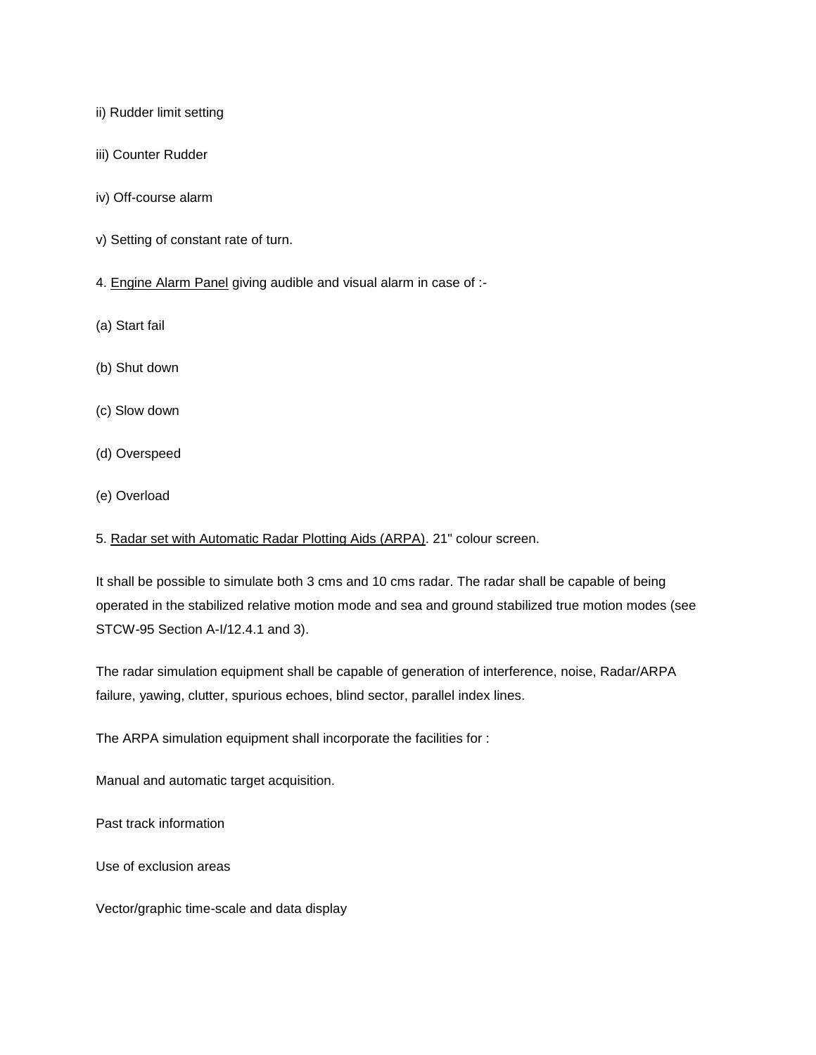ii) Rudder limit setting

iii) Counter Rudder

iv) Off-course alarm

v) Setting of constant rate of turn.

4. Engine Alarm Panel giving audible and visual alarm in case of :-

(a) Start fail

(b) Shut down

(c) Slow down

(d) Overspeed

(e) Overload

5. Radar set with Automatic Radar Plotting Aids (ARPA). 21" colour screen.

It shall be possible to simulate both 3 cms and 10 cms radar. The radar shall be capable of being operated in the stabilized relative motion mode and sea and ground stabilized true motion modes (see STCW-95 Section A-I/12.4.1 and 3).

The radar simulation equipment shall be capable of generation of interference, noise, Radar/ARPA failure, yawing, clutter, spurious echoes, blind sector, parallel index lines.

The ARPA simulation equipment shall incorporate the facilities for :

Manual and automatic target acquisition.

Past track information

Use of exclusion areas

Vector/graphic time-scale and data display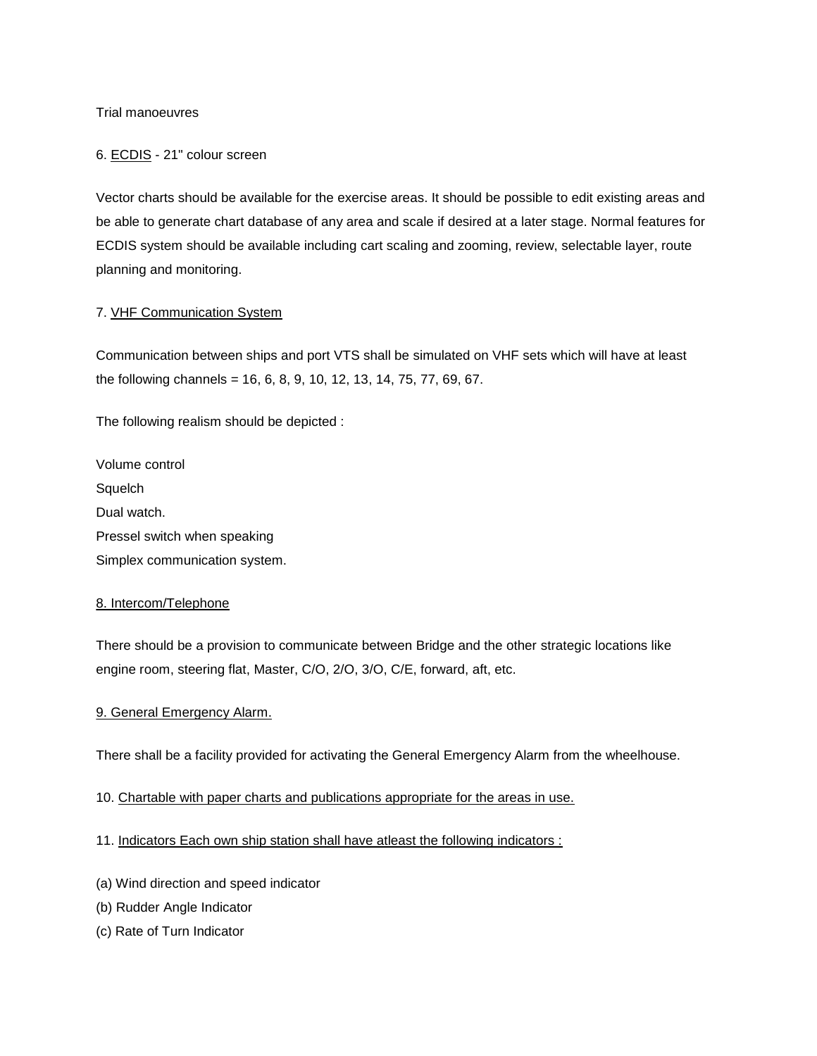Trial manoeuvres

6. <u>ECDIS</u> - 21" colour screen

Vector charts should be available for the exercise areas. It should be possible to edit existing areas and be able to generate chart database of any area and scale if desired at a later stage. Normal features for ECDIS system should be available including cart scaling and zooming, review, selectable layer, route planning and monitoring.

7. <u>VHF Communication System</u>

Communication between ships and port VTS shall be simulated on VHF sets which will have at least the following channels = 16, 6, 8, 9, 10, 12, 13, 14, 75, 77, 69, 67.

The following realism should be depicted :

Volume control  
Squelch  
Dual watch.  
Pressel switch when speaking  
Simplex communication system.

<u>8. Intercom/Telephone</u>

There should be a provision to communicate between Bridge and the other strategic locations like engine room, steering flat, Master, C/O, 2/O, 3/O, C/E, forward, aft, etc.

<u>9. General Emergency Alarm.</u>

There shall be a facility provided for activating the General Emergency Alarm from the wheelhouse.

10. <u>Chartable with paper charts and publications appropriate for the areas in use.</u>

11. <u>Indicators Each own ship station shall have atleast the following indicators :</u>

(a) Wind direction and speed indicator  
(b) Rudder Angle Indicator  
(c) Rate of Turn Indicator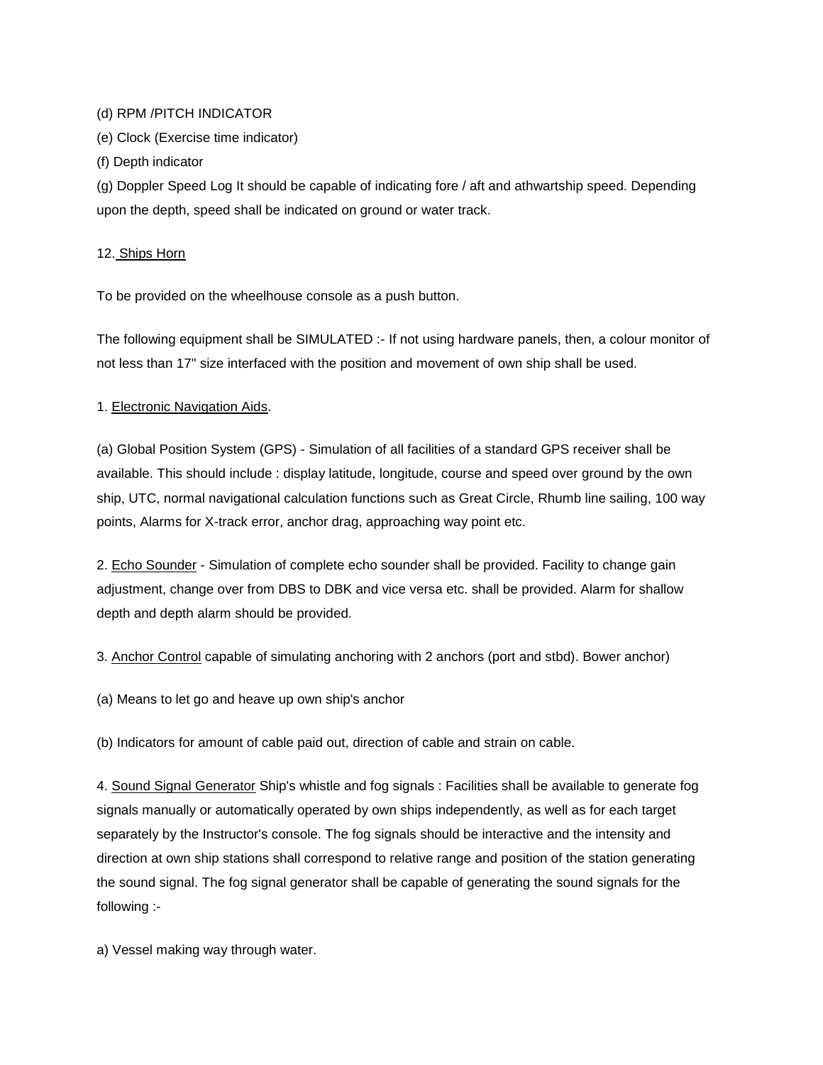(d) RPM /PITCH INDICATOR

(e) Clock (Exercise time indicator)

(f) Depth indicator

(g) Doppler Speed Log It should be capable of indicating fore / aft and athwartship speed. Depending upon the depth, speed shall be indicated on ground or water track.

12. <u>Ships Horn</u>

To be provided on the wheelhouse console as a push button.

The following equipment shall be SIMULATED :- If not using hardware panels, then, a colour monitor of not less than 17" size interfaced with the position and movement of own ship shall be used.

1. <u>Electronic Navigation Aids</u>.

(a) Global Position System (GPS) - Simulation of all facilities of a standard GPS receiver shall be available. This should include : display latitude, longitude, course and speed over ground by the own ship, UTC, normal navigational calculation functions such as Great Circle, Rhumb line sailing, 100 way points, Alarms for X-track error, anchor drag, approaching way point etc.

2. <u>Echo Sounder</u> - Simulation of complete echo sounder shall be provided. Facility to change gain adjustment, change over from DBS to DBK and vice versa etc. shall be provided. Alarm for shallow depth and depth alarm should be provided.

3. <u>Anchor Control</u> capable of simulating anchoring with 2 anchors (port and stbd). Bower anchor)

(a) Means to let go and heave up own ship's anchor

(b) Indicators for amount of cable paid out, direction of cable and strain on cable.

4. <u>Sound Signal Generator</u> Ship's whistle and fog signals : Facilities shall be available to generate fog signals manually or automatically operated by own ships independently, as well as for each target separately by the Instructor's console. The fog signals should be interactive and the intensity and direction at own ship stations shall correspond to relative range and position of the station generating the sound signal. The fog signal generator shall be capable of generating the sound signals for the following :-

a) Vessel making way through water.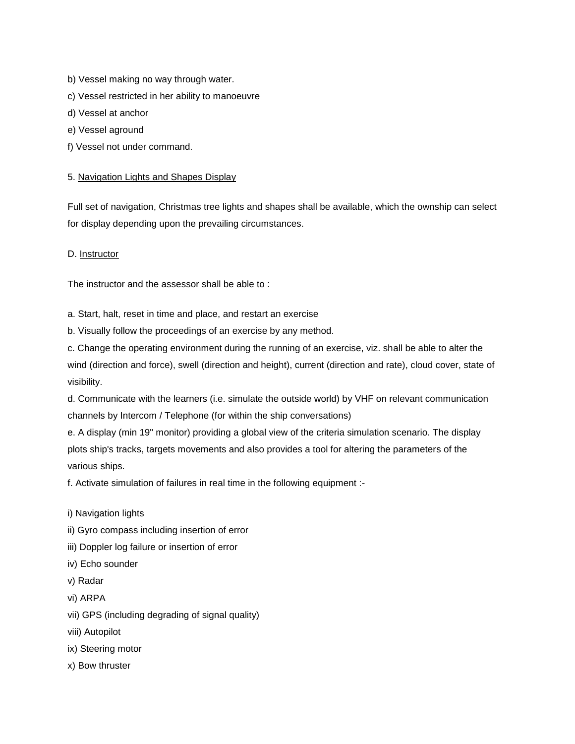b) Vessel making no way through water.

c) Vessel restricted in her ability to manoeuvre

d) Vessel at anchor

e) Vessel aground

f) Vessel not under command.

5. Navigation Lights and Shapes Display

Full set of navigation, Christmas tree lights and shapes shall be available, which the ownship can select for display depending upon the prevailing circumstances.

D. Instructor

The instructor and the assessor shall be able to :

a. Start, halt, reset in time and place, and restart an exercise

b. Visually follow the proceedings of an exercise by any method.

c. Change the operating environment during the running of an exercise, viz. shall be able to alter the wind (direction and force), swell (direction and height), current (direction and rate), cloud cover, state of visibility.

d. Communicate with the learners (i.e. simulate the outside world) by VHF on relevant communication channels by Intercom / Telephone (for within the ship conversations)

e. A display (min 19" monitor) providing a global view of the criteria simulation scenario. The display plots ship's tracks, targets movements and also provides a tool for altering the parameters of the various ships.

f. Activate simulation of failures in real time in the following equipment :-

i) Navigation lights

ii) Gyro compass including insertion of error

iii) Doppler log failure or insertion of error

iv) Echo sounder

v) Radar

vi) ARPA

vii) GPS (including degrading of signal quality)

viii) Autopilot

ix) Steering motor

x) Bow thruster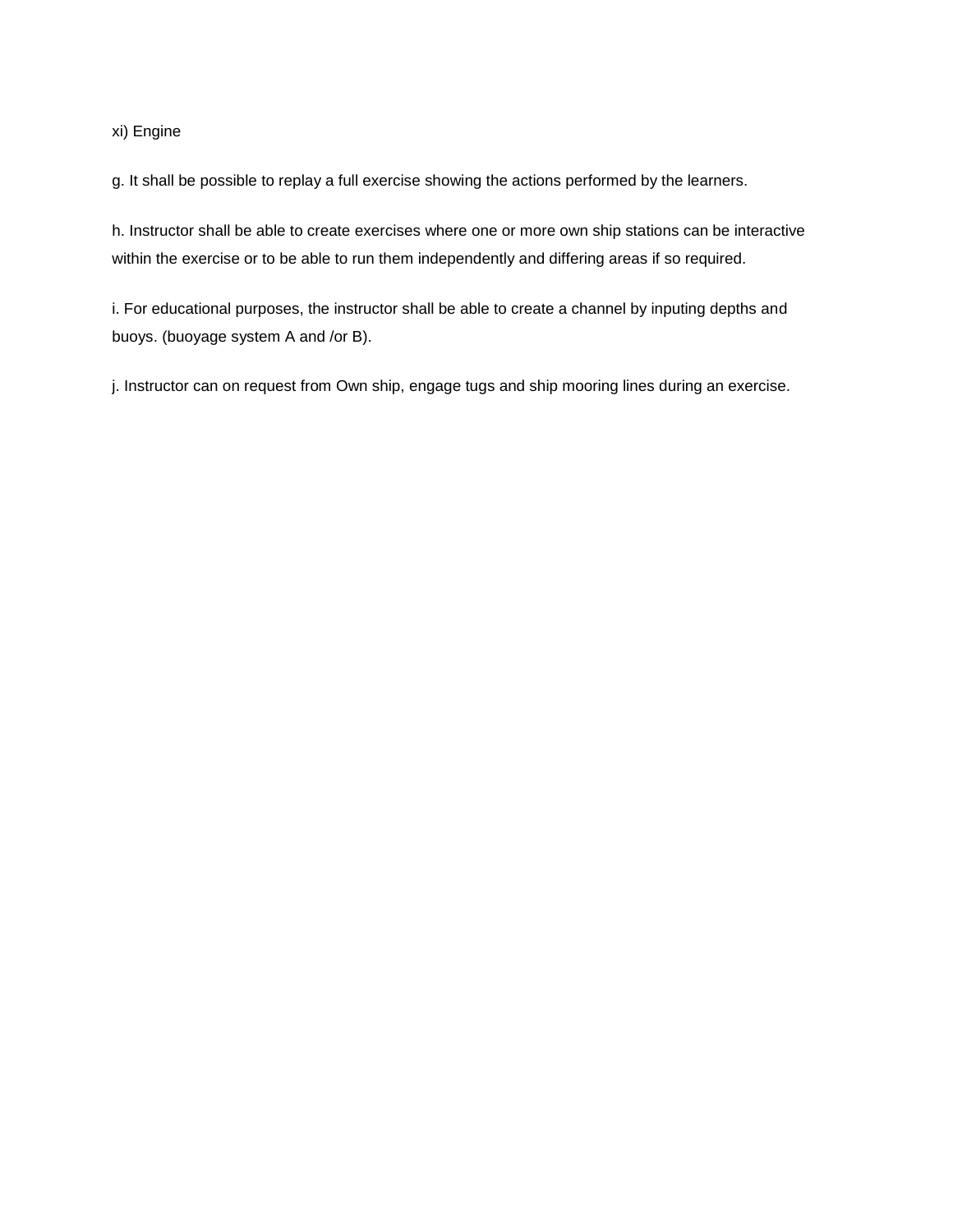xi) Engine

g. It shall be possible to replay a full exercise showing the actions performed by the learners.

h. Instructor shall be able to create exercises where one or more own ship stations can be interactive within the exercise or to be able to run them independently and differing areas if so required.

i. For educational purposes, the instructor shall be able to create a channel by inputing depths and buoys. (buoyage system A and /or B).

j. Instructor can on request from Own ship, engage tugs and ship mooring lines during an exercise.